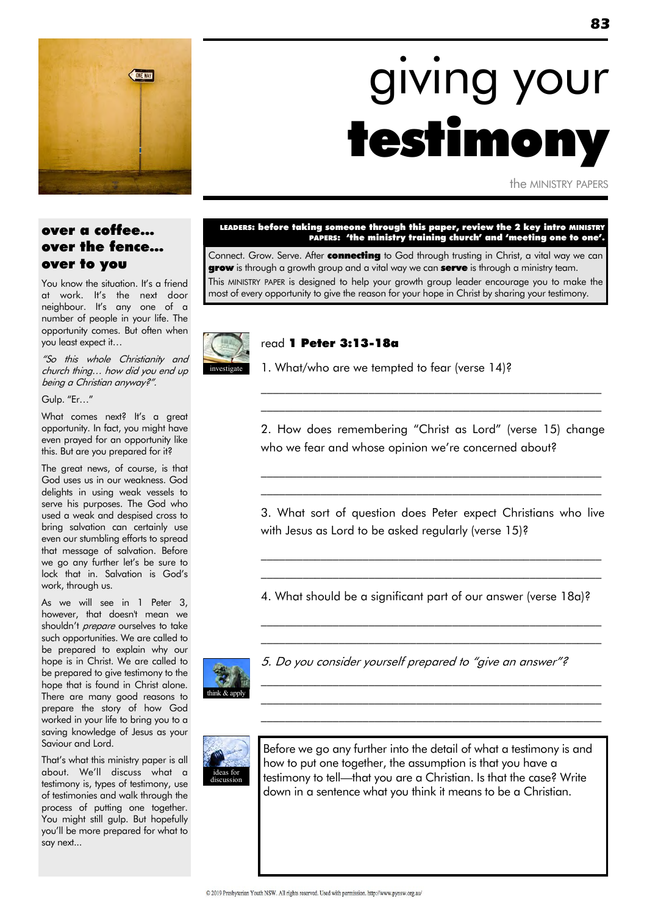# giving your testimony

the MINISTRY PAPERS

## over a coffee... over the fence... over to you

You know the situation. It's a friend at work. It's the next door neighbour. It's any one of a number of people in your life. The opportunity comes. But often when you least expect it…

*"So this whole Christianity and church thing… how did you end up being a Christian anyway?".*

Gulp. "Er…"

What comes next? It's a great opportunity. In fact, you might have even prayed for an opportunity like this. But are you prepared for it?

The great news, of course, is that God uses us in our weakness. God delights in using weak vessels to serve his purposes. The God who used a weak and despised cross to bring salvation can certainly use even our stumbling efforts to spread that message of salvation. Before we go any further let's be sure to lock that in. Salvation is God's work, through us.

As we will see in 1 Peter 3, however, that doesn't mean we shouldn't *prepare* ourselves to take such opportunities. We are called to be prepared to explain why our hope is in Christ. We are called to be prepared to give testimony to the hope that is found in Christ alone. There are many good reasons to prepare the story of how God worked in your life to bring you to a saving knowledge of Jesus as your Saviour and Lord.

That's what this ministry paper is all about. We'll discuss what a testimony is, types of testimony, use of testimonies and walk through the process of putting one together. You might still gulp. But hopefully you'll be more prepared for what to say next...

**LEADERS: before taking someone through this paper, review the 2 key intro MINISTRY PAPERS: 'the ministry training church' and 'meeting one to one'.**

Connect. Grow. Serve. After **connecting** to God through trusting in Christ, a vital way we can **grow** is through a growth group and a vital way we can **serve** is through a ministry team.

This MINISTRY PAPER is designed to help your growth group leader encourage you to make the most of every opportunity to give the reason for your hope in Christ by sharing your testimony.

investigate

read **1 Peter 3:13-18a**

1. What/who are we tempted to fear (verse 14)?

______________________________________________________

______________________________________________________

2. How does remembering "Christ as Lord" (verse 15) change who we fear and whose opinion we're concerned about?

______________________________________________________

______________________________________________________

3. What sort of question does Peter expect Christians who live with Jesus as Lord to be asked regularly (verse 15)?

______________________________________________________

______________________________________________________

4. What should be a significant part of our answer (verse 18a)?

______________________________________________________

______________________________________________________

think & apply

*5. Do you consider yourself prepared to "give an answer"?*

______________________________________________________

______________________________________________________

______________________________________________________

ideas for discussion

Before we go any further into the detail of what a testimony is and how to put one together, the assumption is that you have a testimony to tell—that you are a Christian. Is that the case? Write down in a sentence what you think it means to be a Christian.

© 2019 Presbyterian Youth NSW. All rights reserved. Used with permission. http://www.pynsw.org.au/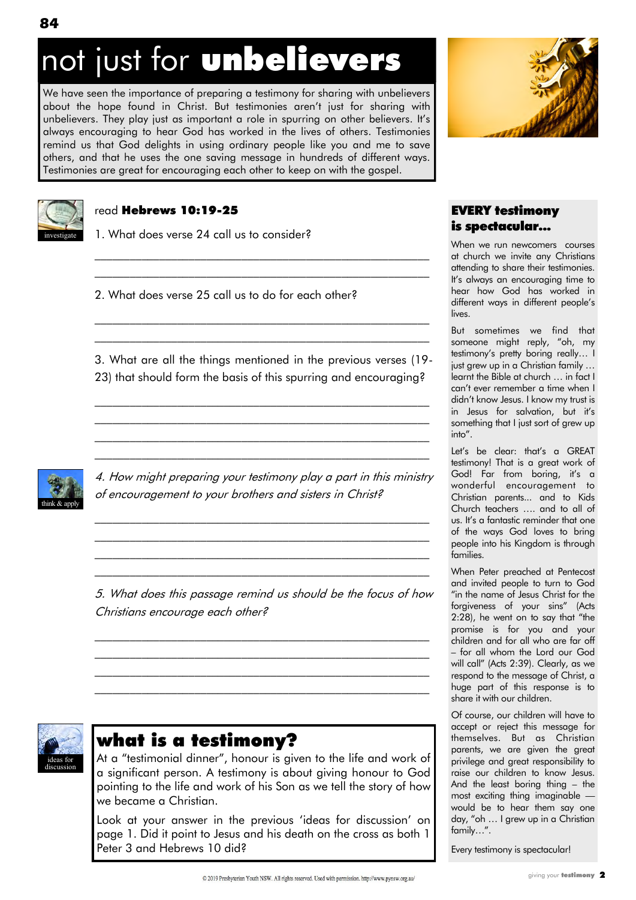# not just for **unbelievers**

We have seen the importance of preparing a testimony for sharing with unbelievers about the hope found in Christ. But testimonies aren't just for sharing with unbelievers. They play just as important a role in spurring on other believers. It's always encouraging to hear God has worked in the lives of others. Testimonies remind us that God delights in using ordinary people like you and me to save others, and that he uses the one saving message in hundreds of different ways. Testimonies are great for encouraging each other to keep on with the gospel.

investigate

read **Hebrews 10:19-25**

1. What does verse 24 call us to consider?

______________________________________________

______________________________________________

2. What does verse 25 call us to do for each other?

______________________________________________

______________________________________________

3. What are all the things mentioned in the previous verses (19-23) that should form the basis of this spurring and encouraging?

______________________________________________

______________________________________________

______________________________________________

______________________________________________

think & apply

*4. How might preparing your testimony play a part in this ministry of encouragement to your brothers and sisters in Christ?*

______________________________________________

______________________________________________

______________________________________________

______________________________________________

*5. What does this passage remind us should be the focus of how Christians encourage each other?*

______________________________________________

______________________________________________

______________________________________________

______________________________________________

ideas for discussion

## what is a testimony?

At a "testimonial dinner", honour is given to the life and work of a significant person. A testimony is about giving honour to God pointing to the life and work of his Son as we tell the story of how we became a Christian.

Look at your answer in the previous 'ideas for discussion' on page 1. Did it point to Jesus and his death on the cross as both 1 Peter 3 and Hebrews 10 did?

## EVERY testimony is spectacular...

When we run newcomers courses at church we invite any Christians attending to share their testimonies. It's always an encouraging time to hear how God has worked in different ways in different people's lives.

But sometimes we find that someone might reply, "oh, my testimony's pretty boring really… I just grew up in a Christian family … learnt the Bible at church … in fact I can't ever remember a time when I didn't know Jesus. I know my trust is in Jesus for salvation, but it's something that I just sort of grew up into".

Let's be clear: that's a GREAT testimony! That is a great work of God! Far from boring, it's a wonderful encouragement to Christian parents... and to Kids Church teachers …. and to all of us. It's a fantastic reminder that one of the ways God loves to bring people into his Kingdom is through families.

When Peter preached at Pentecost and invited people to turn to God "in the name of Jesus Christ for the forgiveness of your sins" (Acts 2:28), he went on to say that "the promise is for you and your children and for all who are far off – for all whom the Lord our God will call" (Acts 2:39). Clearly, as we respond to the message of Christ, a huge part of this response is to share it with our children.

Of course, our children will have to accept or reject this message for themselves. But as Christian parents, we are given the great privilege and great responsibility to raise our children to know Jesus. And the least boring thing – the most exciting thing imaginable — would be to hear them say one day, "oh … I grew up in a Christian family…".

Every testimony is spectacular!

© 2019 Presbyterian Youth NSW. All rights reserved. Used with permission. http://www.pynsw.org.au/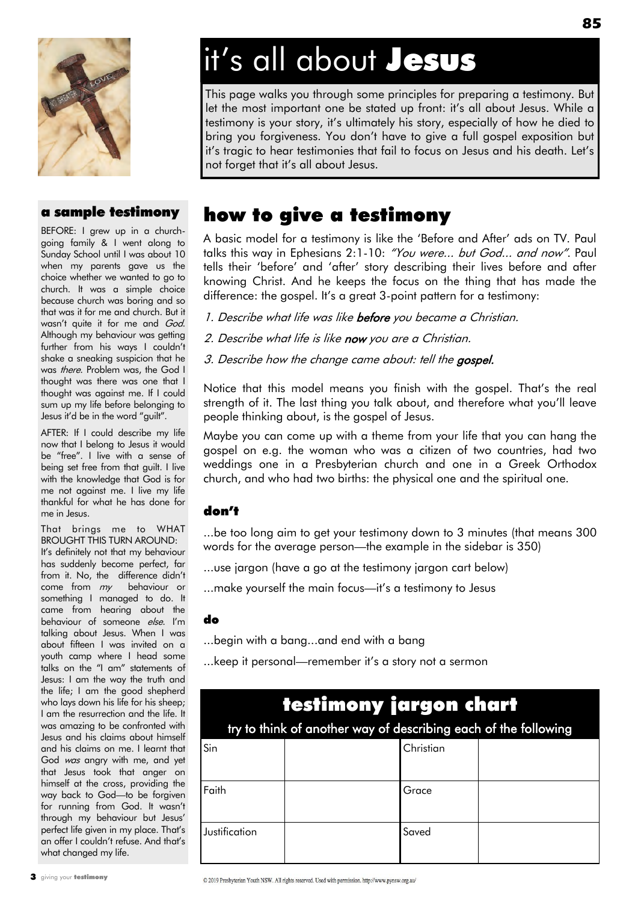# it's all about **Jesus**

This page walks you through some principles for preparing a testimony. But let the most important one be stated up front: it's all about Jesus. While a testimony is your story, it's ultimately his story, especially of how he died to bring you forgiveness. You don't have to give a full gospel exposition but it's tragic to hear testimonies that fail to focus on Jesus and his death. Let's not forget that it's all about Jesus.

## how to give a testimony

A basic model for a testimony is like the 'Before and After' ads on TV. Paul talks this way in Ephesians 2:1-10: *"You were... but God... and now"*. Paul tells their 'before' and 'after' story describing their lives before and after knowing Christ. And he keeps the focus on the thing that has made the difference: the gospel. It's a great 3-point pattern for a testimony:

1. *Describe what life was like **before** you became a Christian.*
2. *Describe what life is like **now** you are a Christian.*
3. *Describe how the change came about: tell the **gospel**.*

Notice that this model means you finish with the gospel. That's the real strength of it. The last thing you talk about, and therefore what you'll leave people thinking about, is the gospel of Jesus.

Maybe you can come up with a theme from your life that you can hang the gospel on e.g. the woman who was a citizen of two countries, had two weddings one in a Presbyterian church and one in a Greek Orthodox church, and who had two births: the physical one and the spiritual one.

### don't

...be too long aim to get your testimony down to 3 minutes (that means 300 words for the average person—the example in the sidebar is 350)

...use jargon (have a go at the testimony jargon cart below)

...make yourself the main focus—it's a testimony to Jesus

### do

...begin with a bang...and end with a bang

...keep it personal—remember it's a story not a sermon

## testimony jargon chart

try to think of another way of describing each of the following

| Sin | | Christian | |
|---|---|---|---|
| Faith | | Grace | |
| Justification | | Saved | |

### a sample testimony

BEFORE: I grew up in a church-going family & I went along to Sunday School until I was about 10 when my parents gave us the choice whether we wanted to go to church. It was a simple choice because church was boring and so that was it for me and church. But it wasn't quite it for me and *God*. Although my behaviour was getting further from his ways I couldn't shake a sneaking suspicion that he was *there*. Problem was, the God I thought was there was one that I thought was against me. If I could sum up my life before belonging to Jesus it'd be in the word "guilt".

AFTER: If I could describe my life now that I belong to Jesus it would be "free". I live with a sense of being set free from that guilt. I live with the knowledge that God is for me not against me. I live my life thankful for what he has done for me in Jesus.

That brings me to WHAT BROUGHT THIS TURN AROUND: It's definitely not that my behaviour has suddenly become perfect, far from it. No, the difference didn't come from *my* behaviour or something I managed to do. It came from hearing about the behaviour of someone *else*. I'm talking about Jesus. When I was about fifteen I was invited on a youth camp where I head some talks on the "I am" statements of Jesus: I am the way the truth and the life; I am the good shepherd who lays down his life for his sheep; I am the resurrection and the life. It was amazing to be confronted with Jesus and his claims about himself and his claims on me. I learnt that God *was* angry with me, and yet that Jesus took that anger on himself at the cross, providing the way back to God—to be forgiven for running from God. It wasn't through my behaviour but Jesus' perfect life given in my place. That's an offer I couldn't refuse. And that's what changed my life.

© 2019 Presbyterian Youth NSW. All rights reserved. Used with permission. http://www.pynsw.org.au/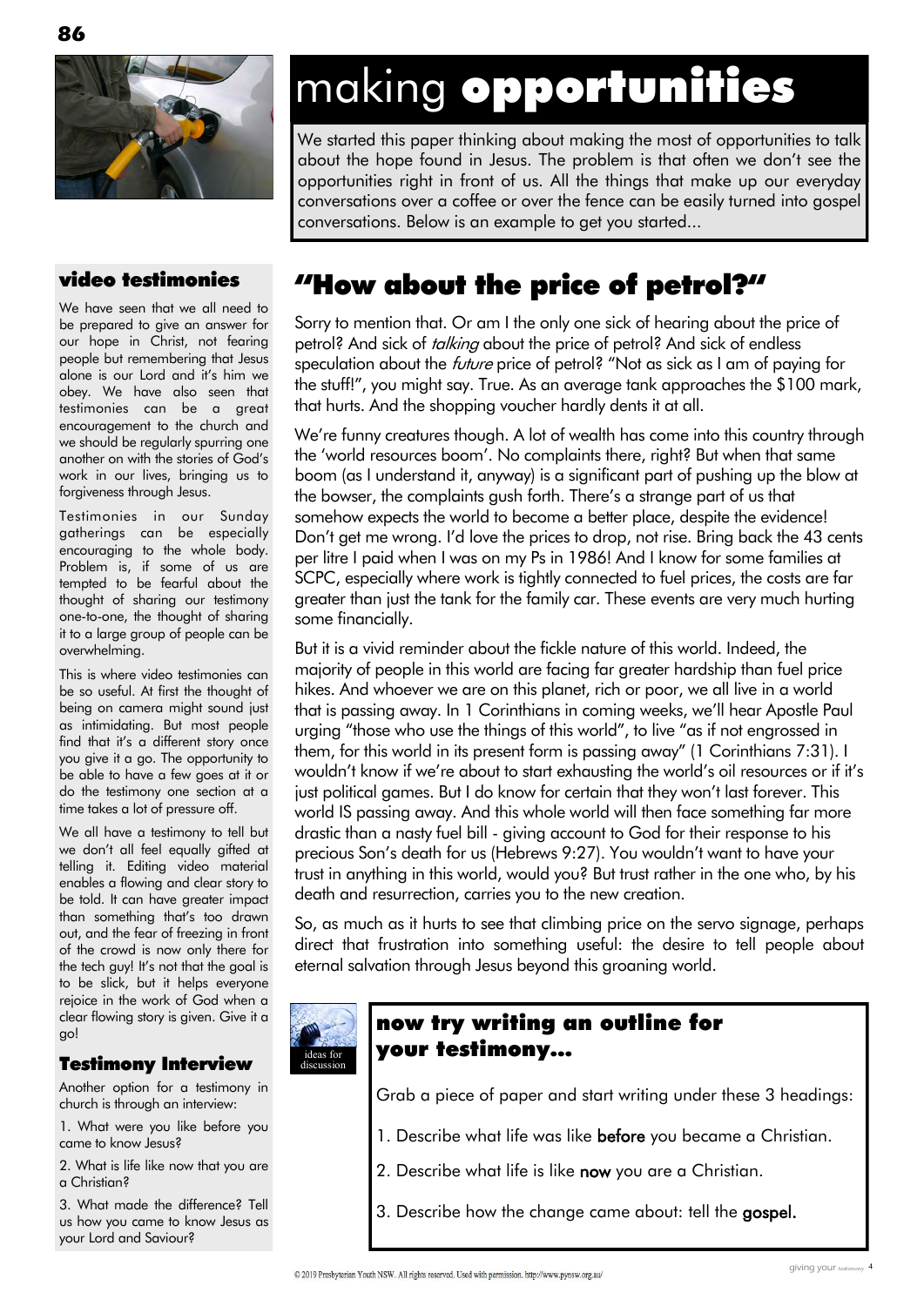# making **opportunities**

We started this paper thinking about making the most of opportunities to talk about the hope found in Jesus. The problem is that often we don't see the opportunities right in front of us. All the things that make up our everyday conversations over a coffee or over the fence can be easily turned into gospel conversations. Below is an example to get you started...

## "How about the price of petrol?"

Sorry to mention that. Or am I the only one sick of hearing about the price of petrol? And sick of *talking* about the price of petrol? And sick of endless speculation about the *future* price of petrol? "Not as sick as I am of paying for the stuff!", you might say. True. As an average tank approaches the $100 mark, that hurts. And the shopping voucher hardly dents it at all.

We're funny creatures though. A lot of wealth has come into this country through the 'world resources boom'. No complaints there, right? But when that same boom (as I understand it, anyway) is a significant part of pushing up the blow at the bowser, the complaints gush forth. There's a strange part of us that somehow expects the world to become a better place, despite the evidence! Don't get me wrong. I'd love the prices to drop, not rise. Bring back the 43 cents per litre I paid when I was on my Ps in 1986! And I know for some families at SCPC, especially where work is tightly connected to fuel prices, the costs are far greater than just the tank for the family car. These events are very much hurting some financially.

But it is a vivid reminder about the fickle nature of this world. Indeed, the majority of people in this world are facing far greater hardship than fuel price hikes. And whoever we are on this planet, rich or poor, we all live in a world that is passing away. In 1 Corinthians in coming weeks, we'll hear Apostle Paul urging "those who use the things of this world", to live "as if not engrossed in them, for this world in its present form is passing away" (1 Corinthians 7:31). I wouldn't know if we're about to start exhausting the world's oil resources or if it's just political games. But I do know for certain that they won't last forever. This world IS passing away. And this whole world will then face something far more drastic than a nasty fuel bill - giving account to God for their response to his precious Son's death for us (Hebrews 9:27). You wouldn't want to have your trust in anything in this world, would you? But trust rather in the one who, by his death and resurrection, carries you to the new creation.

So, as much as it hurts to see that climbing price on the servo signage, perhaps direct that frustration into something useful: the desire to tell people about eternal salvation through Jesus beyond this groaning world.

### now try writing an outline for your testimony...

ideas for discussion

Grab a piece of paper and start writing under these 3 headings:

1. Describe what life was like **before** you became a Christian.
2. Describe what life is like **now** you are a Christian.
3. Describe how the change came about: tell the **gospel.**

### video testimonies

We have seen that we all need to be prepared to give an answer for our hope in Christ, not fearing people but remembering that Jesus alone is our Lord and it's him we obey. We have also seen that testimonies can be a great encouragement to the church and we should be regularly spurring one another on with the stories of God's work in our lives, bringing us to forgiveness through Jesus.

Testimonies in our Sunday gatherings can be especially encouraging to the whole body. Problem is, if some of us are tempted to be fearful about the thought of sharing our testimony one-to-one, the thought of sharing it to a large group of people can be overwhelming.

This is where video testimonies can be so useful. At first the thought of being on camera might sound just as intimidating. But most people find that it's a different story once you give it a go. The opportunity to be able to have a few goes at it or do the testimony one section at a time takes a lot of pressure off.

We all have a testimony to tell but we don't all feel equally gifted at telling it. Editing video material enables a flowing and clear story to be told. It can have greater impact than something that's too drawn out, and the fear of freezing in front of the crowd is now only there for the tech guy! It's not that the goal is to be slick, but it helps everyone rejoice in the work of God when a clear flowing story is given. Give it a go!

### Testimony Interview

Another option for a testimony in church is through an interview:

1. What were you like before you came to know Jesus?
2. What is life like now that you are a Christian?
3. What made the difference? Tell us how you came to know Jesus as your Lord and Saviour?

© 2019 Presbyterian Youth NSW. All rights reserved. Used with permission. http://www.pynsw.org.au/